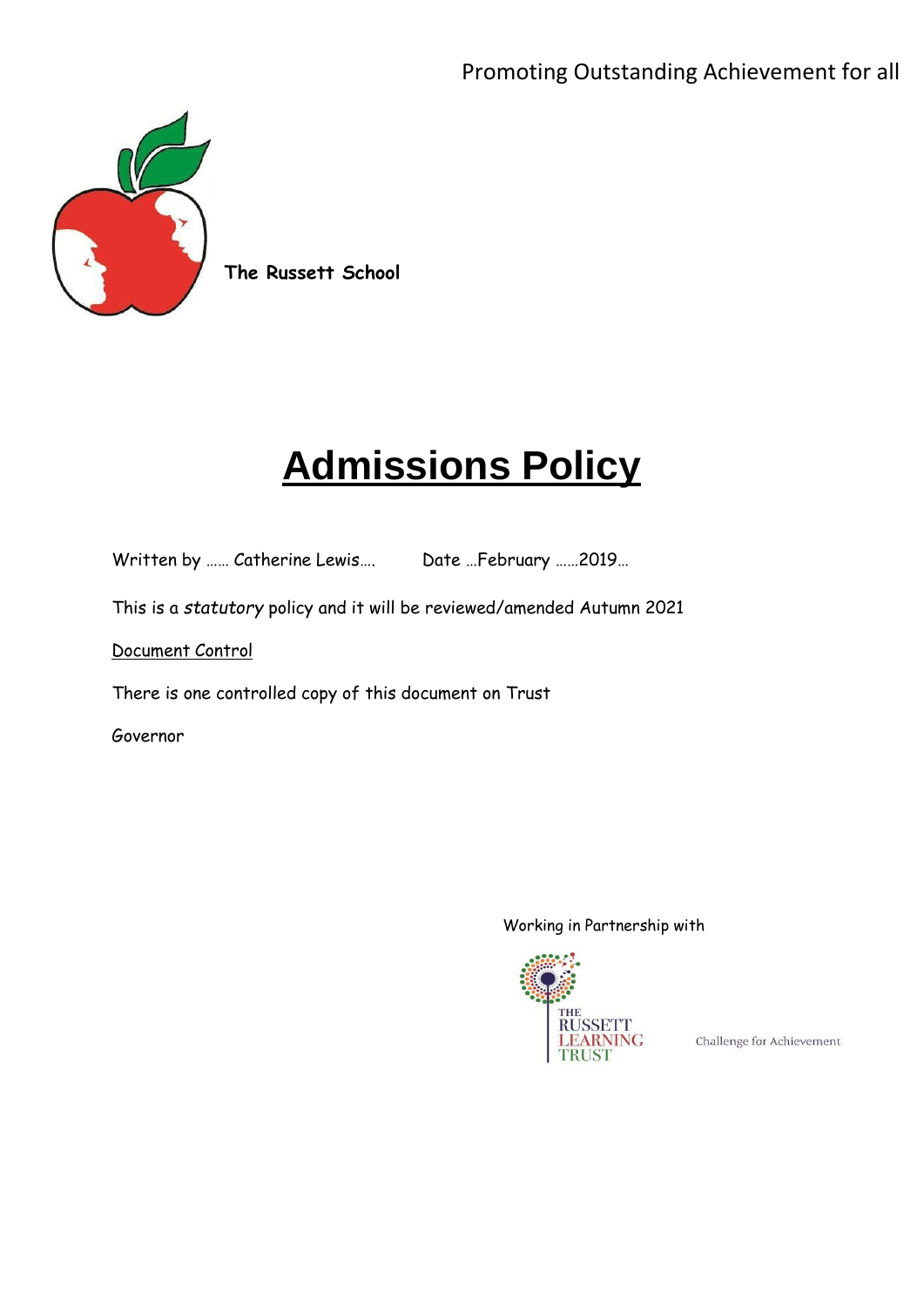Promoting Outstanding Achievement for all

**The Russett School**

# **Admissions Policy**

Written by …… Catherine Lewis…. Date …February ……2019…

This is a *statutory* policy and it will be reviewed/amended Autumn 2021

Document Control

There is one controlled copy of this document on Trust

Governor

Working in Partnership with

THE RUSSETT LEARNING TRUST

Challenge for Achievement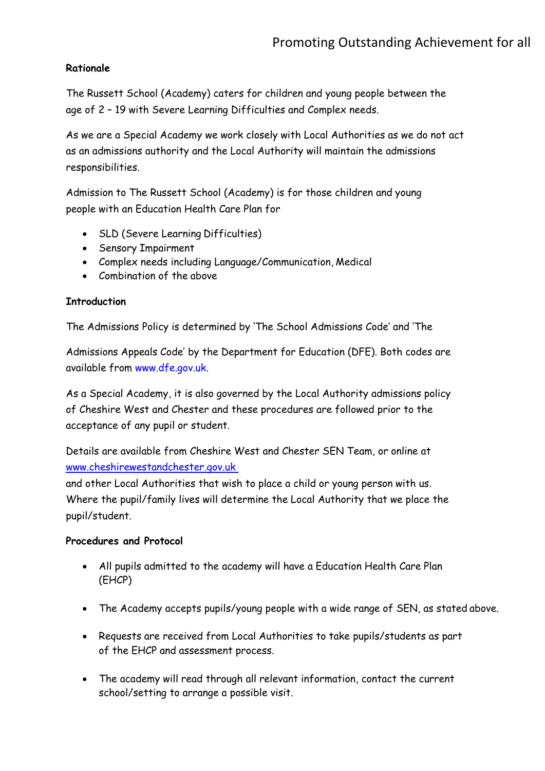**Rationale**

The Russett School (Academy) caters for children and young people between the age of 2 – 19 with Severe Learning Difficulties and Complex needs.

As we are a Special Academy we work closely with Local Authorities as we do not act as an admissions authority and the Local Authority will maintain the admissions responsibilities.

Admission to The Russett School (Academy) is for those children and young people with an Education Health Care Plan for

- SLD (Severe Learning Difficulties)
- Sensory Impairment
- Complex needs including Language/Communication, Medical
- Combination of the above

**Introduction**

The Admissions Policy is determined by 'The School Admissions Code' and 'The Admissions Appeals Code' by the Department for Education (DFE). Both codes are available from www.dfe.gov.uk.

As a Special Academy, it is also governed by the Local Authority admissions policy of Cheshire West and Chester and these procedures are followed prior to the acceptance of any pupil or student.

Details are available from Cheshire West and Chester SEN Team, or online at www.cheshirewestandchester.gov.uk and other Local Authorities that wish to place a child or young person with us. Where the pupil/family lives will determine the Local Authority that we place the pupil/student.

**Procedures and Protocol**

- All pupils admitted to the academy will have a Education Health Care Plan (EHCP)
- The Academy accepts pupils/young people with a wide range of SEN, as stated above.
- Requests are received from Local Authorities to take pupils/students as part of the EHCP and assessment process.
- The academy will read through all relevant information, contact the current school/setting to arrange a possible visit.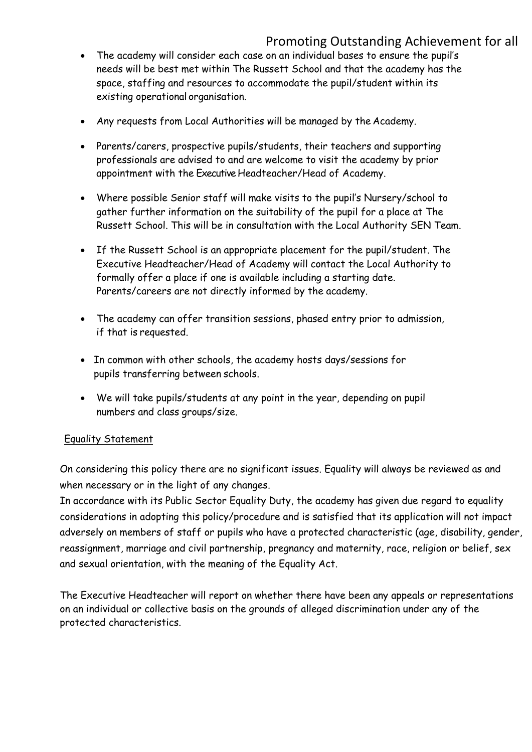- The academy will consider each case on an individual bases to ensure the pupil's needs will be best met within The Russett School and that the academy has the space, staffing and resources to accommodate the pupil/student within its existing operational organisation.

- Any requests from Local Authorities will be managed by the Academy.

- Parents/carers, prospective pupils/students, their teachers and supporting professionals are advised to and are welcome to visit the academy by prior appointment with the Executive Headteacher/Head of Academy.

- Where possible Senior staff will make visits to the pupil's Nursery/school to gather further information on the suitability of the pupil for a place at The Russett School. This will be in consultation with the Local Authority SEN Team.

- If the Russett School is an appropriate placement for the pupil/student. The Executive Headteacher/Head of Academy will contact the Local Authority to formally offer a place if one is available including a starting date. Parents/careers are not directly informed by the academy.

- The academy can offer transition sessions, phased entry prior to admission, if that is requested.

- In common with other schools, the academy hosts days/sessions for pupils transferring between schools.

- We will take pupils/students at any point in the year, depending on pupil numbers and class groups/size.

## Equality Statement

On considering this policy there are no significant issues. Equality will always be reviewed as and when necessary or in the light of any changes.
In accordance with its Public Sector Equality Duty, the academy has given due regard to equality considerations in adopting this policy/procedure and is satisfied that its application will not impact adversely on members of staff or pupils who have a protected characteristic (age, disability, gender, reassignment, marriage and civil partnership, pregnancy and maternity, race, religion or belief, sex and sexual orientation, with the meaning of the Equality Act.

The Executive Headteacher will report on whether there have been any appeals or representations on an individual or collective basis on the grounds of alleged discrimination under any of the protected characteristics.